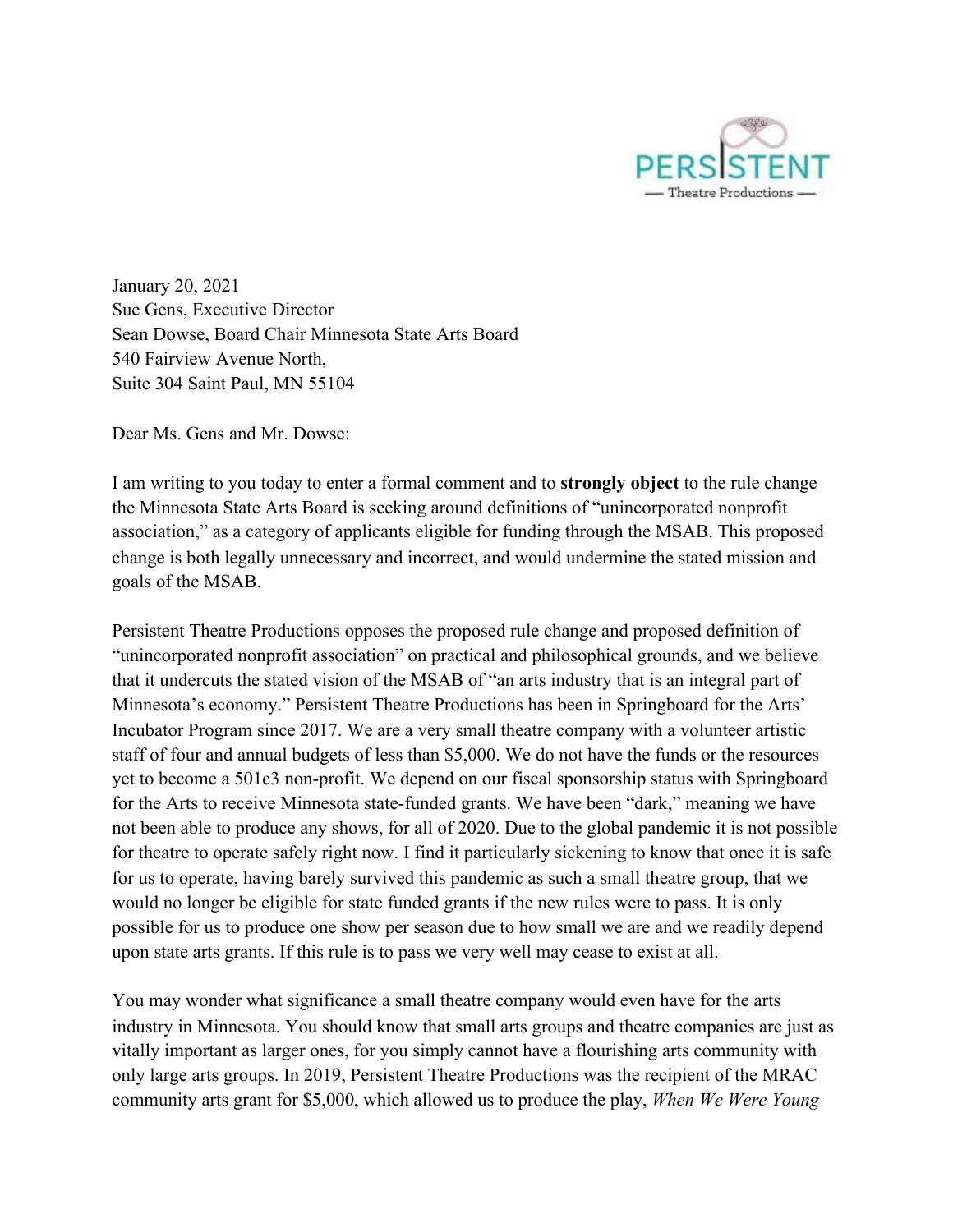PERSISTENT
— Theatre Productions —

January 20, 2021
Sue Gens, Executive Director
Sean Dowse, Board Chair Minnesota State Arts Board
540 Fairview Avenue North,
Suite 304 Saint Paul, MN 55104

Dear Ms. Gens and Mr. Dowse:

I am writing to you today to enter a formal comment and to **strongly object** to the rule change the Minnesota State Arts Board is seeking around definitions of "unincorporated nonprofit association," as a category of applicants eligible for funding through the MSAB. This proposed change is both legally unnecessary and incorrect, and would undermine the stated mission and goals of the MSAB.

Persistent Theatre Productions opposes the proposed rule change and proposed definition of "unincorporated nonprofit association" on practical and philosophical grounds, and we believe that it undercuts the stated vision of the MSAB of "an arts industry that is an integral part of Minnesota's economy." Persistent Theatre Productions has been in Springboard for the Arts' Incubator Program since 2017. We are a very small theatre company with a volunteer artistic staff of four and annual budgets of less than $5,000. We do not have the funds or the resources yet to become a 501c3 non-profit. We depend on our fiscal sponsorship status with Springboard for the Arts to receive Minnesota state-funded grants. We have been "dark," meaning we have not been able to produce any shows, for all of 2020. Due to the global pandemic it is not possible for theatre to operate safely right now. I find it particularly sickening to know that once it is safe for us to operate, having barely survived this pandemic as such a small theatre group, that we would no longer be eligible for state funded grants if the new rules were to pass. It is only possible for us to produce one show per season due to how small we are and we readily depend upon state arts grants. If this rule is to pass we very well may cease to exist at all.

You may wonder what significance a small theatre company would even have for the arts industry in Minnesota. You should know that small arts groups and theatre companies are just as vitally important as larger ones, for you simply cannot have a flourishing arts community with only large arts groups. In 2019, Persistent Theatre Productions was the recipient of the MRAC community arts grant for $5,000, which allowed us to produce the play, *When We Were Young*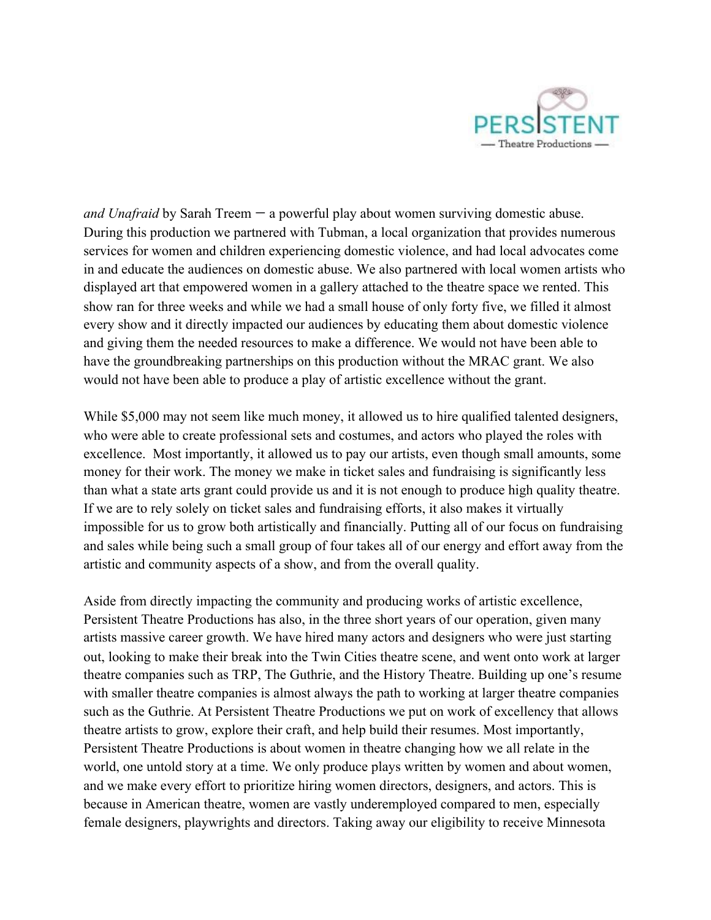*and Unafraid* by Sarah Treem – a powerful play about women surviving domestic abuse. During this production we partnered with Tubman, a local organization that provides numerous services for women and children experiencing domestic violence, and had local advocates come in and educate the audiences on domestic abuse. We also partnered with local women artists who displayed art that empowered women in a gallery attached to the theatre space we rented. This show ran for three weeks and while we had a small house of only forty five, we filled it almost every show and it directly impacted our audiences by educating them about domestic violence and giving them the needed resources to make a difference. We would not have been able to have the groundbreaking partnerships on this production without the MRAC grant. We also would not have been able to produce a play of artistic excellence without the grant.

While $5,000 may not seem like much money, it allowed us to hire qualified talented designers, who were able to create professional sets and costumes, and actors who played the roles with excellence. Most importantly, it allowed us to pay our artists, even though small amounts, some money for their work. The money we make in ticket sales and fundraising is significantly less than what a state arts grant could provide us and it is not enough to produce high quality theatre. If we are to rely solely on ticket sales and fundraising efforts, it also makes it virtually impossible for us to grow both artistically and financially. Putting all of our focus on fundraising and sales while being such a small group of four takes all of our energy and effort away from the artistic and community aspects of a show, and from the overall quality.

Aside from directly impacting the community and producing works of artistic excellence, Persistent Theatre Productions has also, in the three short years of our operation, given many artists massive career growth. We have hired many actors and designers who were just starting out, looking to make their break into the Twin Cities theatre scene, and went onto work at larger theatre companies such as TRP, The Guthrie, and the History Theatre. Building up one's resume with smaller theatre companies is almost always the path to working at larger theatre companies such as the Guthrie. At Persistent Theatre Productions we put on work of excellency that allows theatre artists to grow, explore their craft, and help build their resumes. Most importantly, Persistent Theatre Productions is about women in theatre changing how we all relate in the world, one untold story at a time. We only produce plays written by women and about women, and we make every effort to prioritize hiring women directors, designers, and actors. This is because in American theatre, women are vastly underemployed compared to men, especially female designers, playwrights and directors. Taking away our eligibility to receive Minnesota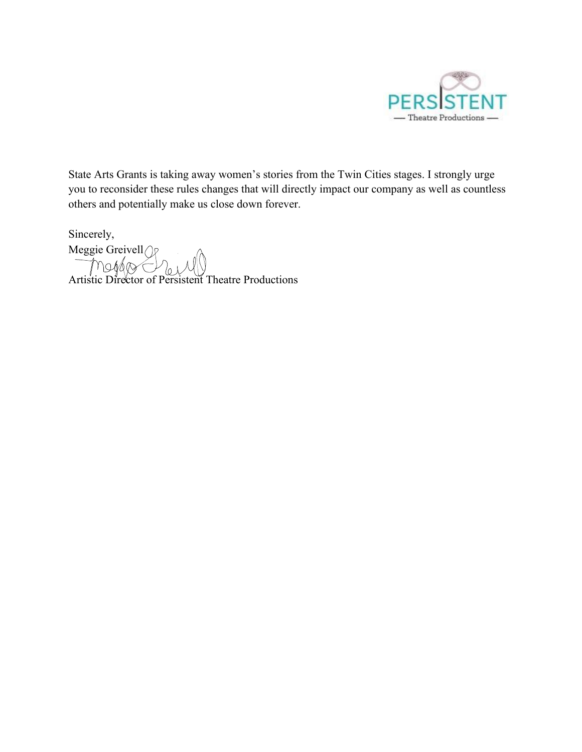PERSISTENT
— Theatre Productions —

State Arts Grants is taking away women's stories from the Twin Cities stages. I strongly urge you to reconsider these rules changes that will directly impact our company as well as countless others and potentially make us close down forever.

Sincerely,
Meggie Greivell
Artistic Director of Persistent Theatre Productions